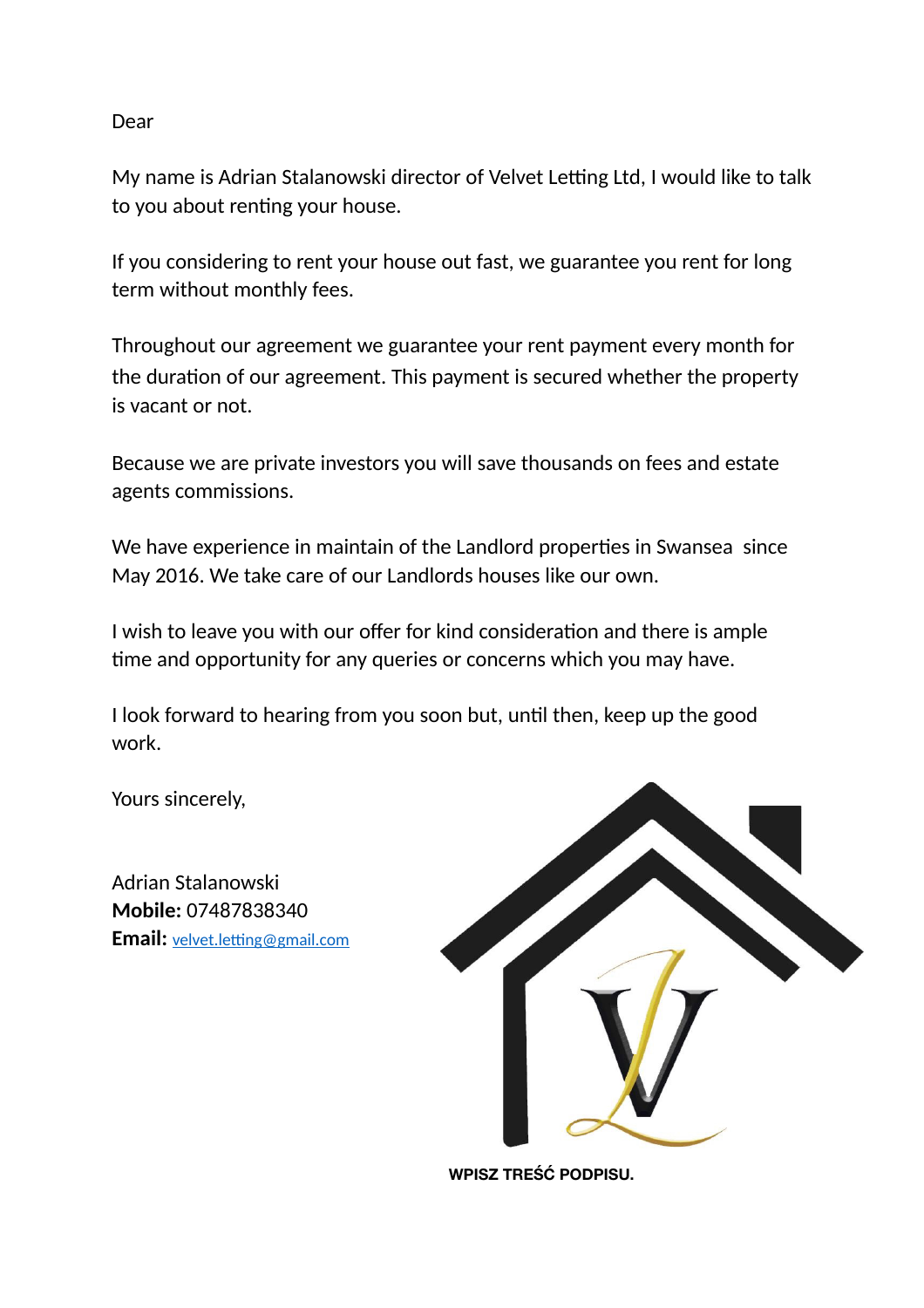Dear

My name is Adrian Stalanowski director of Velvet Letting Ltd, I would like to talk to you about renting your house.

If you considering to rent your house out fast, we guarantee you rent for long term without monthly fees.

Throughout our agreement we guarantee your rent payment every month for the duration of our agreement. This payment is secured whether the property is vacant or not.

Because we are private investors you will save thousands on fees and estate agents commissions.

We have experience in maintain of the Landlord properties in Swansea since May 2016. We take care of our Landlords houses like our own.

I wish to leave you with our offer for kind consideration and there is ample time and opportunity for any queries or concerns which you may have.

I look forward to hearing from you soon but, until then, keep up the good work.

Yours sincerely,

Adrian Stalanowski
**Mobile:** 07487838340
**Email:** velvet.letting@gmail.com

WPISZ TREŚĆ PODPISU.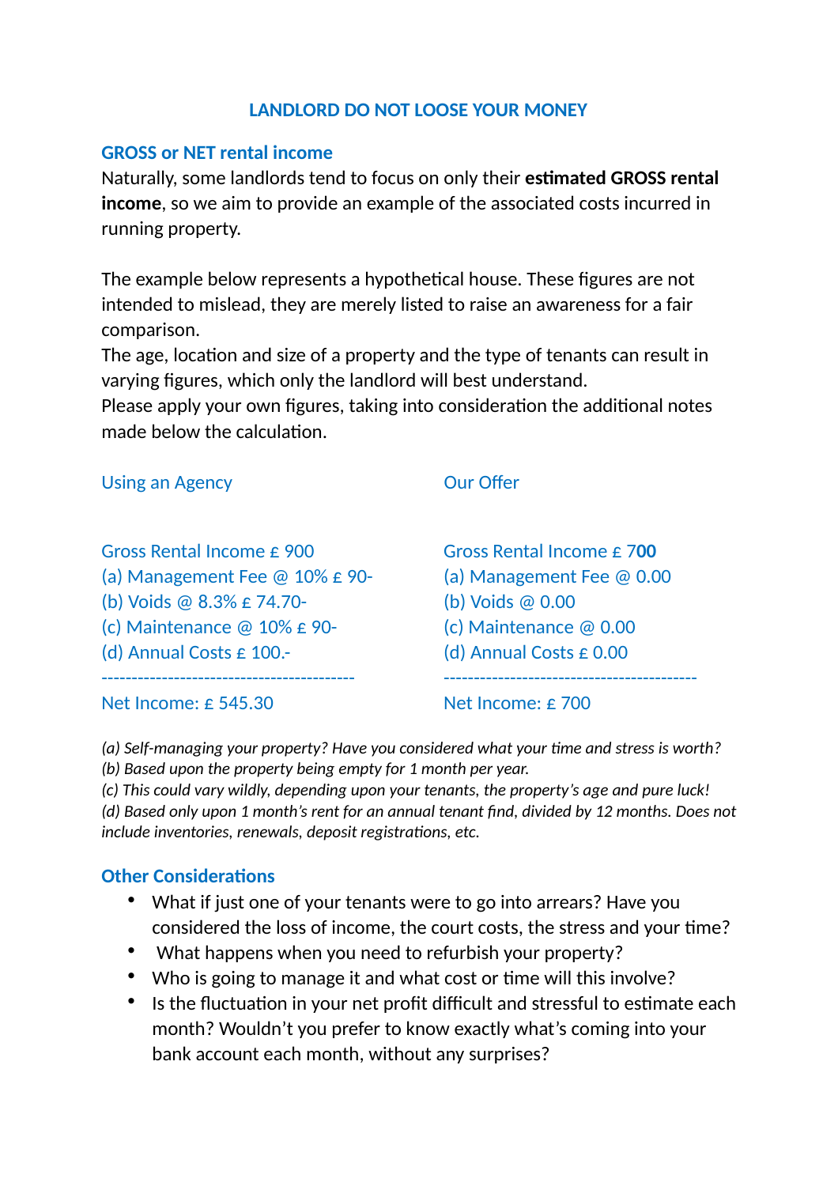## LANDLORD DO NOT LOOSE YOUR MONEY

### GROSS or NET rental income

Naturally, some landlords tend to focus on only their **estimated GROSS rental income**, so we aim to provide an example of the associated costs incurred in running property.

The example below represents a hypothetical house. These figures are not intended to mislead, they are merely listed to raise an awareness for a fair comparison.
The age, location and size of a property and the type of tenants can result in varying figures, which only the landlord will best understand.
Please apply your own figures, taking into consideration the additional notes made below the calculation.

| Using an Agency | Our Offer |
|---|---|
| Gross Rental Income £ 900 | Gross Rental Income £ 7**00** |
| (a) Management Fee @ 10% £ 90- | (a) Management Fee @ 0.00 |
| (b) Voids @ 8.3% £ 74.70- | (b) Voids @ 0.00 |
| (c) Maintenance @ 10% £ 90- | (c) Maintenance @ 0.00 |
| (d) Annual Costs £ 100.- | (d) Annual Costs £ 0.00 |
| ----------------------------------------- | ----------------------------------------- |
| Net Income: £ 545.30 | Net Income: £ 700 |

*(a) Self-managing your property? Have you considered what your time and stress is worth?*
*(b) Based upon the property being empty for 1 month per year.*
*(c) This could vary wildly, depending upon your tenants, the property's age and pure luck!*
*(d) Based only upon 1 month's rent for an annual tenant find, divided by 12 months. Does not include inventories, renewals, deposit registrations, etc.*

### Other Considerations

- What if just one of your tenants were to go into arrears? Have you considered the loss of income, the court costs, the stress and your time?
- What happens when you need to refurbish your property?
- Who is going to manage it and what cost or time will this involve?
- Is the fluctuation in your net profit difficult and stressful to estimate each month? Wouldn't you prefer to know exactly what's coming into your bank account each month, without any surprises?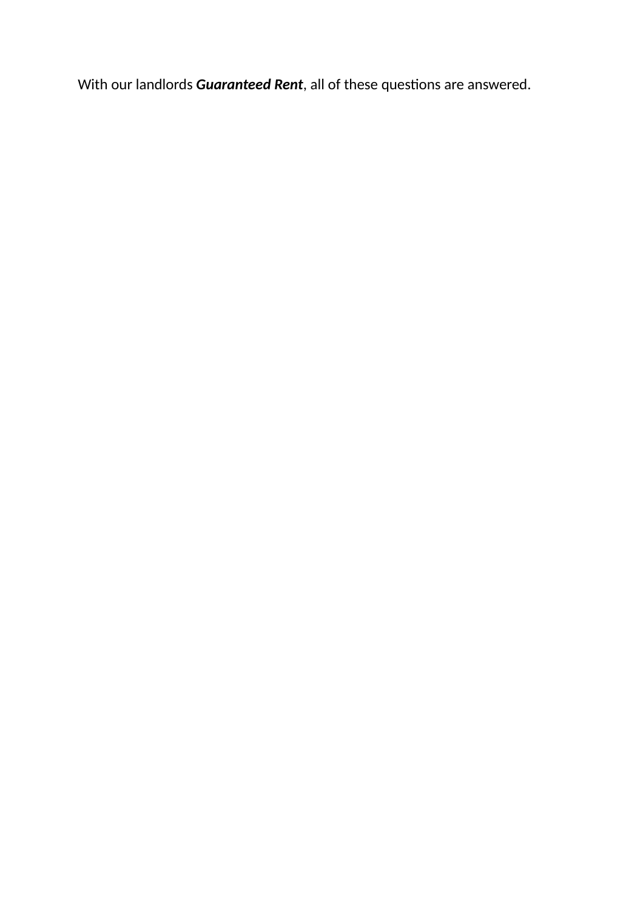With our landlords ***Guaranteed Rent***, all of these questions are answered.